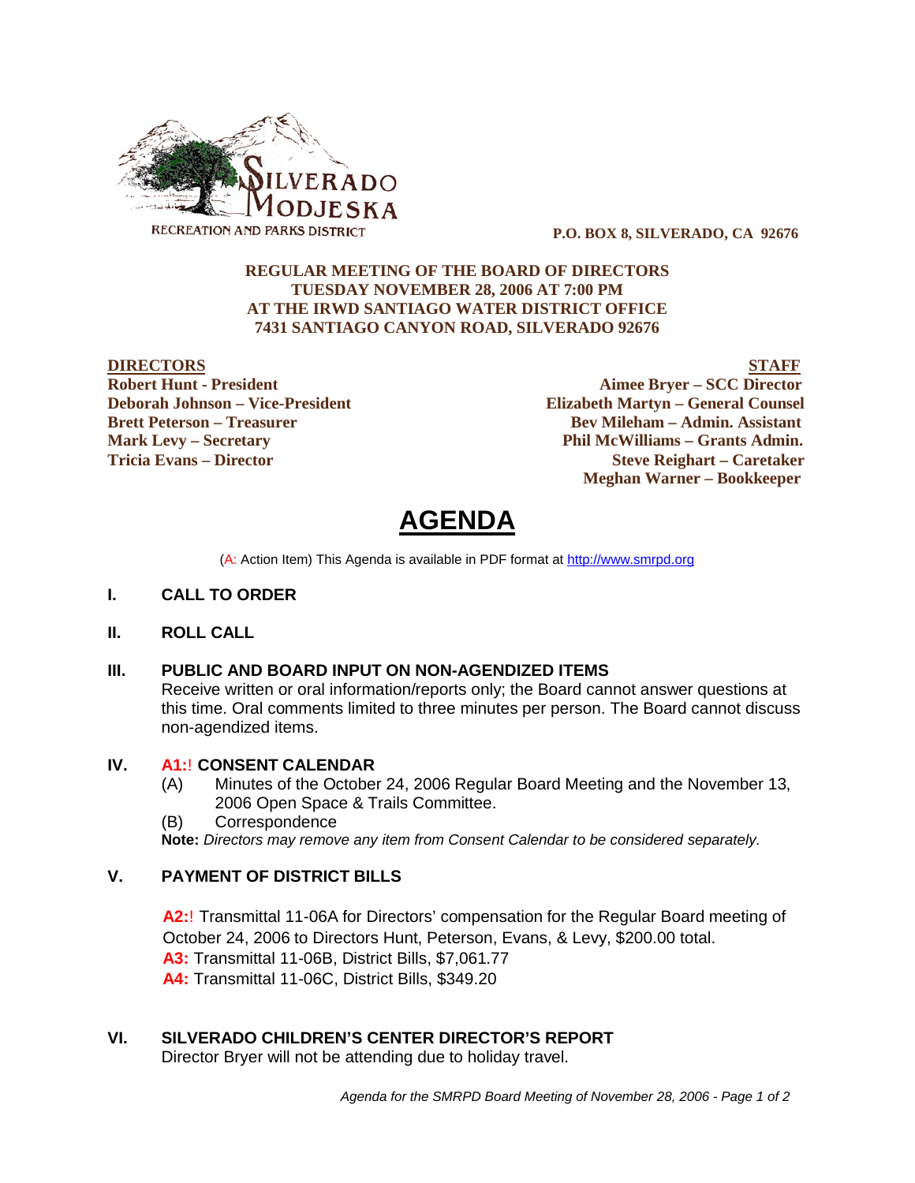SILVERADO MODJESKA
RECREATION AND PARKS DISTRICT

**P.O. BOX 8, SILVERADO, CA 92676**

**REGULAR MEETING OF THE BOARD OF DIRECTORS**
**TUESDAY NOVEMBER 28, 2006 AT 7:00 PM**
**AT THE IRWD SANTIAGO WATER DISTRICT OFFICE**
**7431 SANTIAGO CANYON ROAD, SILVERADO 92676**

**DIRECTORS**
**Robert Hunt - President**
**Deborah Johnson – Vice-President**
**Brett Peterson – Treasurer**
**Mark Levy – Secretary**
**Tricia Evans – Director**

**STAFF**
**Aimee Bryer – SCC Director**
**Elizabeth Martyn – General Counsel**
**Bev Mileham – Admin. Assistant**
**Phil McWilliams – Grants Admin.**
**Steve Reighart – Caretaker**
**Meghan Warner – Bookkeeper**

# AGENDA

(A: Action Item) This Agenda is available in PDF format at http://www.smrpd.org

## I. CALL TO ORDER

## II. ROLL CALL

## III. PUBLIC AND BOARD INPUT ON NON-AGENDIZED ITEMS

Receive written or oral information/reports only; the Board cannot answer questions at this time. Oral comments limited to three minutes per person. The Board cannot discuss non-agendized items.

## IV. A1:! CONSENT CALENDAR

(A) Minutes of the October 24, 2006 Regular Board Meeting and the November 13, 2006 Open Space & Trails Committee.

(B) Correspondence

**Note:** *Directors may remove any item from Consent Calendar to be considered separately.*

## V. PAYMENT OF DISTRICT BILLS

**A2:**! Transmittal 11-06A for Directors' compensation for the Regular Board meeting of October 24, 2006 to Directors Hunt, Peterson, Evans, & Levy, $200.00 total.

**A3:** Transmittal 11-06B, District Bills, $7,061.77

**A4:** Transmittal 11-06C, District Bills, $349.20

## VI. SILVERADO CHILDREN'S CENTER DIRECTOR'S REPORT

Director Bryer will not be attending due to holiday travel.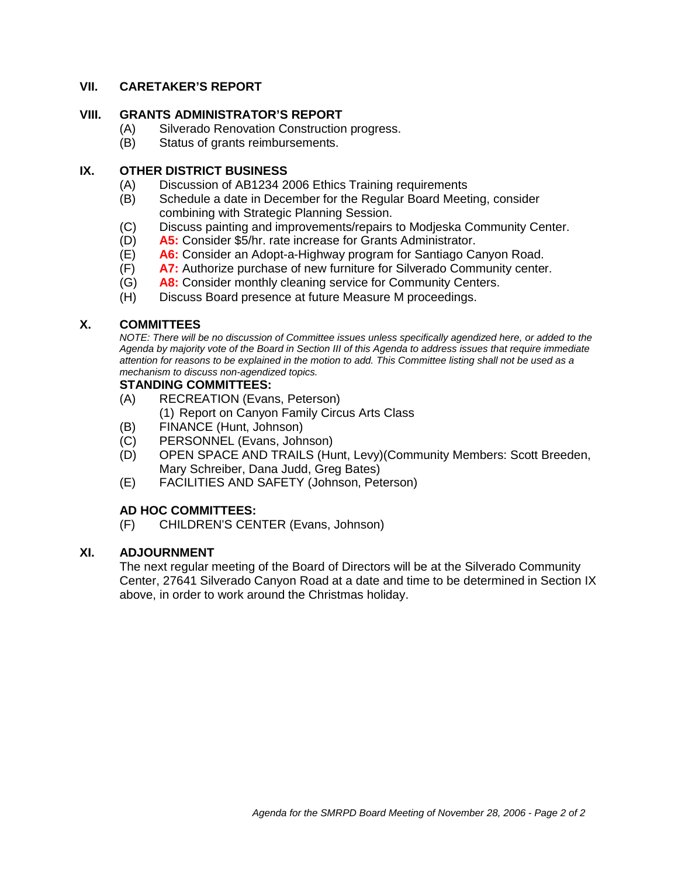## VII. CARETAKER'S REPORT

## VIII. GRANTS ADMINISTRATOR'S REPORT

(A) Silverado Renovation Construction progress.
(B) Status of grants reimbursements.

## IX. OTHER DISTRICT BUSINESS

(A) Discussion of AB1234 2006 Ethics Training requirements
(B) Schedule a date in December for the Regular Board Meeting, consider combining with Strategic Planning Session.
(C) Discuss painting and improvements/repairs to Modjeska Community Center.
(D) **A5:** Consider $5/hr. rate increase for Grants Administrator.
(E) **A6:** Consider an Adopt-a-Highway program for Santiago Canyon Road.
(F) **A7:** Authorize purchase of new furniture for Silverado Community center.
(G) **A8:** Consider monthly cleaning service for Community Centers.
(H) Discuss Board presence at future Measure M proceedings.

## X. COMMITTEES

*NOTE: There will be no discussion of Committee issues unless specifically agendized here, or added to the Agenda by majority vote of the Board in Section III of this Agenda to address issues that require immediate attention for reasons to be explained in the motion to add. This Committee listing shall not be used as a mechanism to discuss non-agendized topics.*

### STANDING COMMITTEES:

(A) RECREATION (Evans, Peterson)
    (1) Report on Canyon Family Circus Arts Class
(B) FINANCE (Hunt, Johnson)
(C) PERSONNEL (Evans, Johnson)
(D) OPEN SPACE AND TRAILS (Hunt, Levy)(Community Members: Scott Breeden, Mary Schreiber, Dana Judd, Greg Bates)
(E) FACILITIES AND SAFETY (Johnson, Peterson)

### AD HOC COMMITTEES:

(F) CHILDREN'S CENTER (Evans, Johnson)

## XI. ADJOURNMENT

The next regular meeting of the Board of Directors will be at the Silverado Community Center, 27641 Silverado Canyon Road at a date and time to be determined in Section IX above, in order to work around the Christmas holiday.